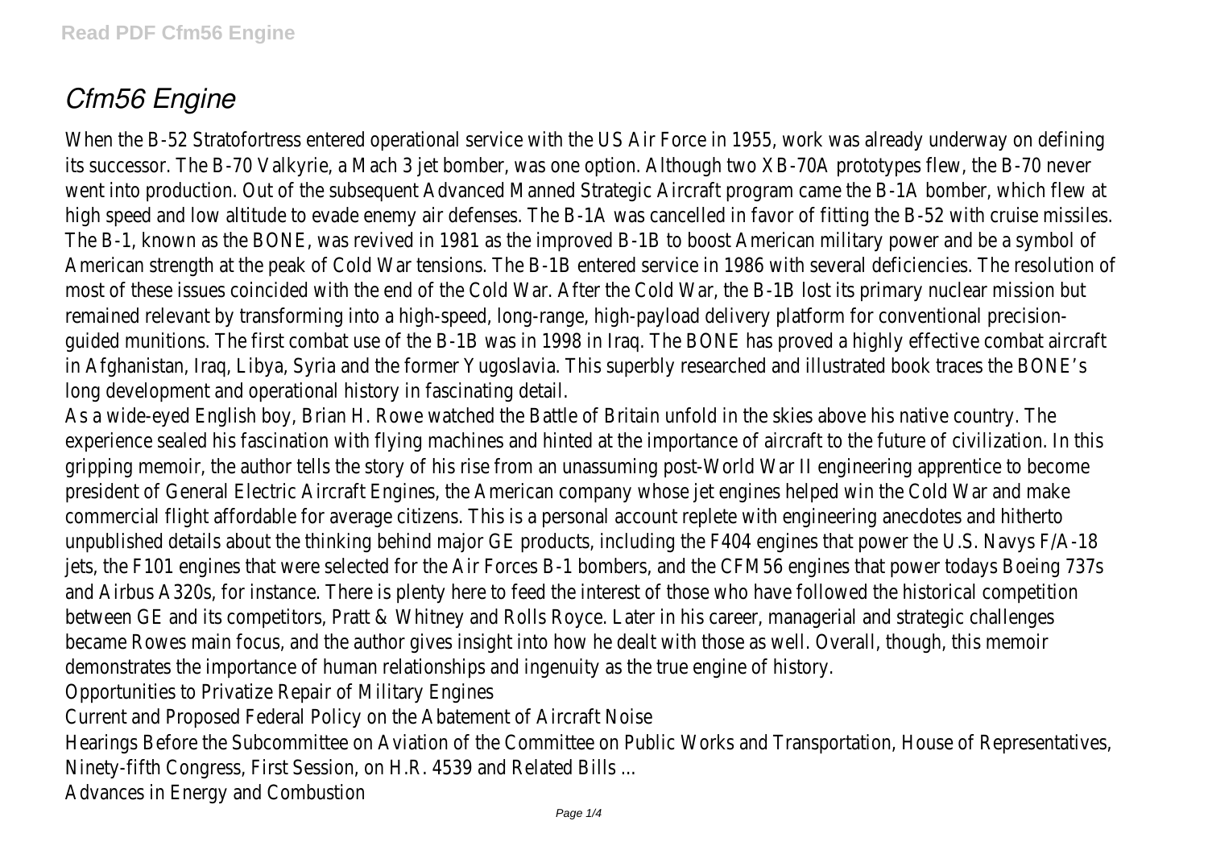# *Cfm56 Engine*

When the B-52 Stratofortress entered operational service with the US Air Force in 1955, work was already underway on defining its successor. The B-70 Valkyrie, a Mach 3 jet bomber, was one option. Although two XB-70A prototypes flew, the B-70 never went into production. Out of the subsequent Advanced Manned Strategic Aircraft program came the B-1A bomber, which flew at high speed and low altitude to evade enemy air defenses. The B-1A was cancelled in favor of fitting the B-52 with cruise missiles. The B-1, known as the BONE, was revived in 1981 as the improved B-1B to boost American military power and be a symbol of American strength at the peak of Cold War tensions. The B-1B entered service in 1986 with several deficiencies. The resolution of most of these issues coincided with the end of the Cold War. After the Cold War, the B-1B lost its primary nuclear mission but remained relevant by transforming into a high-speed, long-range, high-payload delivery platform for conventional precision-guided munitions. The first combat use of the B-1B was in 1998 in Iraq. The BONE has proved a highly effective combat aircraft in Afghanistan, Iraq, Libya, Syria and the former Yugoslavia. This superbly researched and illustrated book traces the BONE's long development and operational history in fascinating detail.

As a wide-eyed English boy, Brian H. Rowe watched the Battle of Britain unfold in the skies above his native country. The experience sealed his fascination with flying machines and hinted at the importance of aircraft to the future of civilization. In this gripping memoir, the author tells the story of his rise from an unassuming post-World War II engineering apprentice to become president of General Electric Aircraft Engines, the American company whose jet engines helped win the Cold War and make commercial flight affordable for average citizens. This is a personal account replete with engineering anecdotes and hitherto unpublished details about the thinking behind major GE products, including the F404 engines that power the U.S. Navys F/A-18 jets, the F101 engines that were selected for the Air Forces B-1 bombers, and the CFM56 engines that power todays Boeing 737s and Airbus A320s, for instance. There is plenty here to feed the interest of those who have followed the historical competition between GE and its competitors, Pratt & Whitney and Rolls Royce. Later in his career, managerial and strategic challenges became Rowes main focus, and the author gives insight into how he dealt with those as well. Overall, though, this memoir demonstrates the importance of human relationships and ingenuity as the true engine of history.

Opportunities to Privatize Repair of Military Engines

Current and Proposed Federal Policy on the Abatement of Aircraft Noise

Hearings Before the Subcommittee on Aviation of the Committee on Public Works and Transportation, House of Representatives, Ninety-fifth Congress, First Session, on H.R. 4539 and Related Bills ...

Advances in Energy and Combustion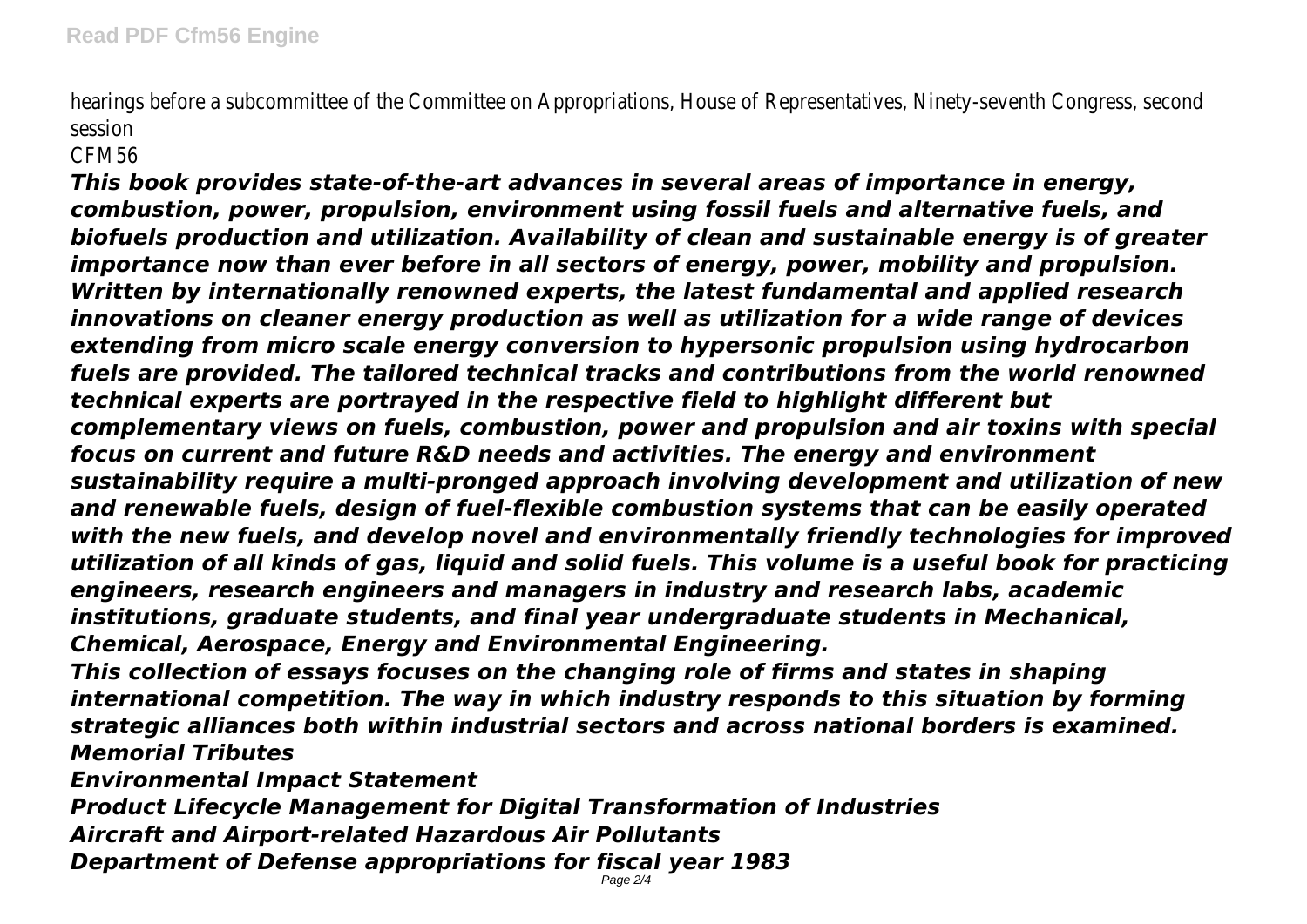hearings before a subcommittee of the Committee on Appropriations, House of Representatives, Ninety-seventh Congress, second session

CFM56

***This book provides state-of-the-art advances in several areas of importance in energy, combustion, power, propulsion, environment using fossil fuels and alternative fuels, and biofuels production and utilization. Availability of clean and sustainable energy is of greater importance now than ever before in all sectors of energy, power, mobility and propulsion. Written by internationally renowned experts, the latest fundamental and applied research innovations on cleaner energy production as well as utilization for a wide range of devices extending from micro scale energy conversion to hypersonic propulsion using hydrocarbon fuels are provided. The tailored technical tracks and contributions from the world renowned technical experts are portrayed in the respective field to highlight different but complementary views on fuels, combustion, power and propulsion and air toxins with special focus on current and future R&D needs and activities. The energy and environment sustainability require a multi-pronged approach involving development and utilization of new and renewable fuels, design of fuel-flexible combustion systems that can be easily operated with the new fuels, and develop novel and environmentally friendly technologies for improved utilization of all kinds of gas, liquid and solid fuels. This volume is a useful book for practicing engineers, research engineers and managers in industry and research labs, academic institutions, graduate students, and final year undergraduate students in Mechanical, Chemical, Aerospace, Energy and Environmental Engineering.***

***This collection of essays focuses on the changing role of firms and states in shaping international competition. The way in which industry responds to this situation by forming strategic alliances both within industrial sectors and across national borders is examined.***

***Memorial Tributes***

***Environmental Impact Statement***

***Product Lifecycle Management for Digital Transformation of Industries***

***Aircraft and Airport-related Hazardous Air Pollutants***

***Department of Defense appropriations for fiscal year 1983***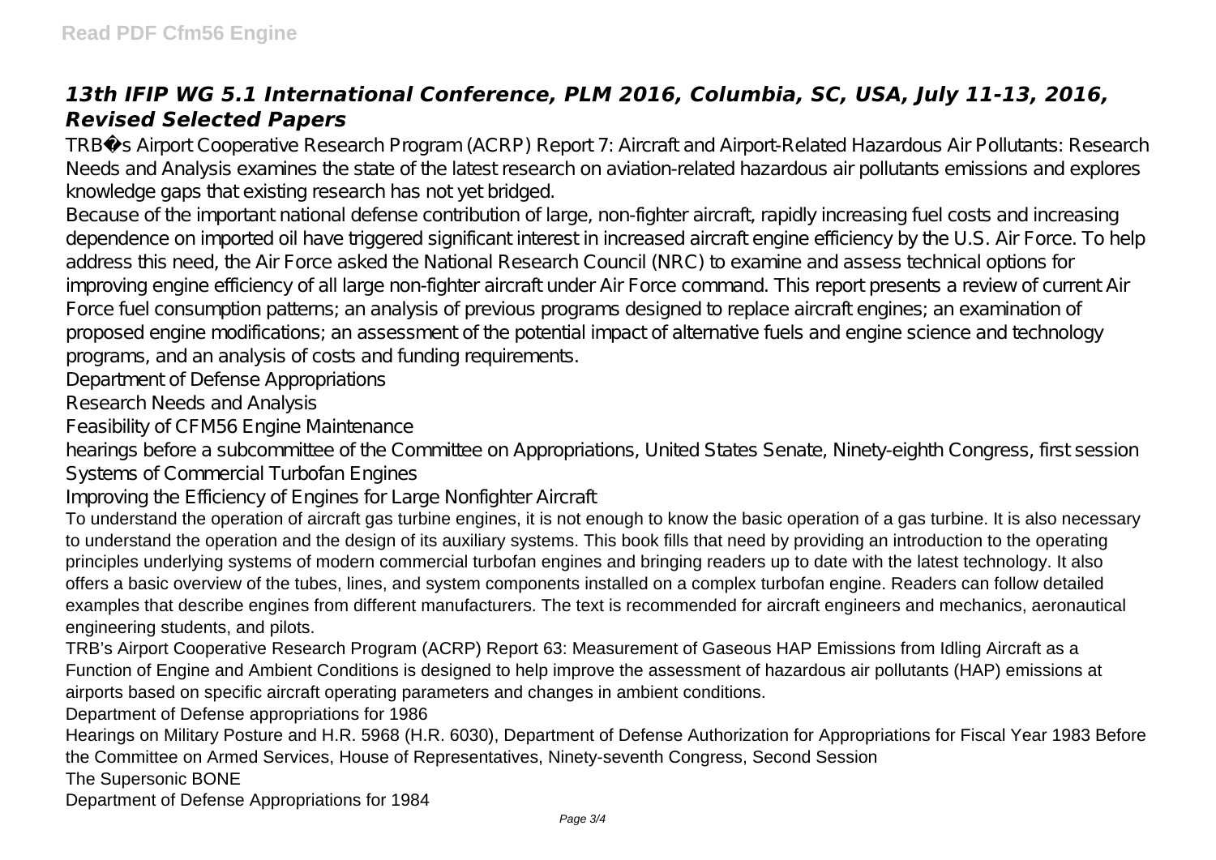## *13th IFIP WG 5.1 International Conference, PLM 2016, Columbia, SC, USA, July 11-13, 2016, Revised Selected Papers*

TRB�s Airport Cooperative Research Program (ACRP) Report 7: Aircraft and Airport-Related Hazardous Air Pollutants: Research Needs and Analysis examines the state of the latest research on aviation-related hazardous air pollutants emissions and explores knowledge gaps that existing research has not yet bridged.

Because of the important national defense contribution of large, non-fighter aircraft, rapidly increasing fuel costs and increasing dependence on imported oil have triggered significant interest in increased aircraft engine efficiency by the U.S. Air Force. To help address this need, the Air Force asked the National Research Council (NRC) to examine and assess technical options for improving engine efficiency of all large non-fighter aircraft under Air Force command. This report presents a review of current Air Force fuel consumption patterns; an analysis of previous programs designed to replace aircraft engines; an examination of proposed engine modifications; an assessment of the potential impact of alternative fuels and engine science and technology programs, and an analysis of costs and funding requirements.

Department of Defense Appropriations

Research Needs and Analysis

Feasibility of CFM56 Engine Maintenance

hearings before a subcommittee of the Committee on Appropriations, United States Senate, Ninety-eighth Congress, first session

Systems of Commercial Turbofan Engines

Improving the Efficiency of Engines for Large Nonfighter Aircraft

To understand the operation of aircraft gas turbine engines, it is not enough to know the basic operation of a gas turbine. It is also necessary to understand the operation and the design of its auxiliary systems. This book fills that need by providing an introduction to the operating principles underlying systems of modern commercial turbofan engines and bringing readers up to date with the latest technology. It also offers a basic overview of the tubes, lines, and system components installed on a complex turbofan engine. Readers can follow detailed examples that describe engines from different manufacturers. The text is recommended for aircraft engineers and mechanics, aeronautical engineering students, and pilots.

TRB's Airport Cooperative Research Program (ACRP) Report 63: Measurement of Gaseous HAP Emissions from Idling Aircraft as a Function of Engine and Ambient Conditions is designed to help improve the assessment of hazardous air pollutants (HAP) emissions at airports based on specific aircraft operating parameters and changes in ambient conditions.

Department of Defense appropriations for 1986

Hearings on Military Posture and H.R. 5968 (H.R. 6030), Department of Defense Authorization for Appropriations for Fiscal Year 1983 Before the Committee on Armed Services, House of Representatives, Ninety-seventh Congress, Second Session

The Supersonic BONE

Department of Defense Appropriations for 1984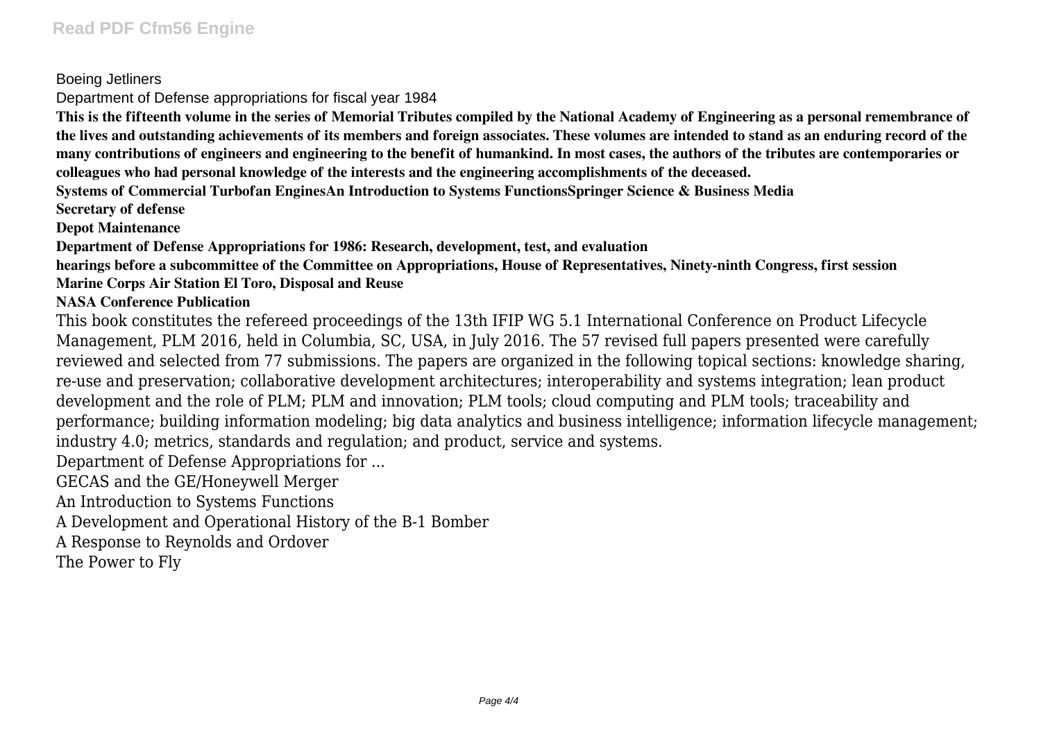Boeing Jetliners

Department of Defense appropriations for fiscal year 1984

**This is the fifteenth volume in the series of Memorial Tributes compiled by the National Academy of Engineering as a personal remembrance of the lives and outstanding achievements of its members and foreign associates. These volumes are intended to stand as an enduring record of the many contributions of engineers and engineering to the benefit of humankind. In most cases, the authors of the tributes are contemporaries or colleagues who had personal knowledge of the interests and the engineering accomplishments of the deceased.**

**Systems of Commercial Turbofan EnginesAn Introduction to Systems FunctionsSpringer Science & Business Media**

**Secretary of defense**

**Depot Maintenance**

**Department of Defense Appropriations for 1986: Research, development, test, and evaluation**

**hearings before a subcommittee of the Committee on Appropriations, House of Representatives, Ninety-ninth Congress, first session**

**Marine Corps Air Station El Toro, Disposal and Reuse**

**NASA Conference Publication**

This book constitutes the refereed proceedings of the 13th IFIP WG 5.1 International Conference on Product Lifecycle Management, PLM 2016, held in Columbia, SC, USA, in July 2016. The 57 revised full papers presented were carefully reviewed and selected from 77 submissions. The papers are organized in the following topical sections: knowledge sharing, re-use and preservation; collaborative development architectures; interoperability and systems integration; lean product development and the role of PLM; PLM and innovation; PLM tools; cloud computing and PLM tools; traceability and performance; building information modeling; big data analytics and business intelligence; information lifecycle management; industry 4.0; metrics, standards and regulation; and product, service and systems.

Department of Defense Appropriations for ...

GECAS and the GE/Honeywell Merger

An Introduction to Systems Functions

A Development and Operational History of the B-1 Bomber

A Response to Reynolds and Ordover

The Power to Fly